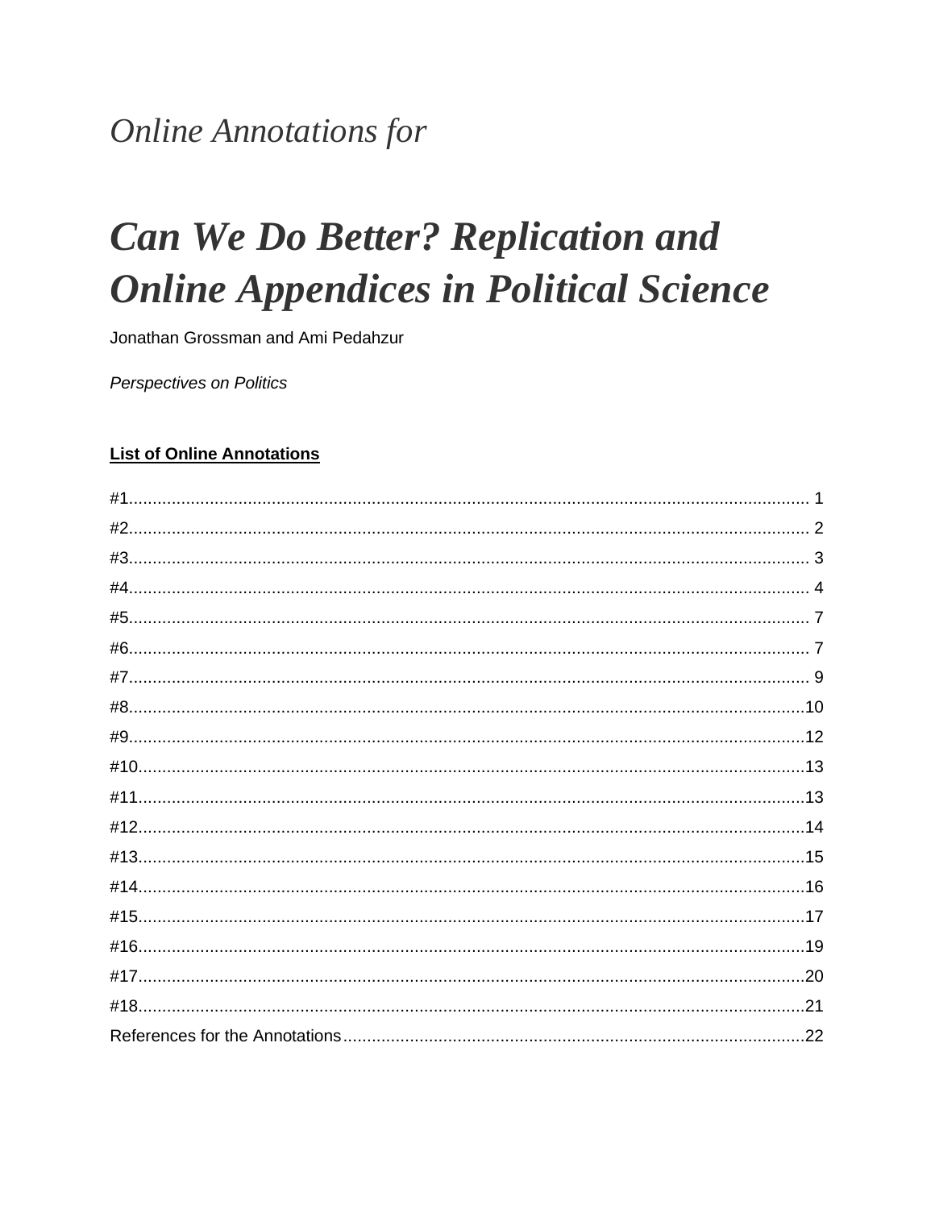*Online Annotations for*

# *Can We Do Better? Replication and Online Appendices in Political Science*

Jonathan Grossman and Ami Pedahzur

*Perspectives on Politics*

**List of Online Annotations**

#1.............................................................................................................................. 1
#2.............................................................................................................................. 2
#3.............................................................................................................................. 3
#4.............................................................................................................................. 4
#5.............................................................................................................................. 7
#6.............................................................................................................................. 7
#7.............................................................................................................................. 9
#8.............................................................................................................................10
#9.............................................................................................................................12
#10...........................................................................................................................13
#11...........................................................................................................................13
#12...........................................................................................................................14
#13...........................................................................................................................15
#14...........................................................................................................................16
#15...........................................................................................................................17
#16...........................................................................................................................19
#17...........................................................................................................................20
#18...........................................................................................................................21
References for the Annotations................................................................................22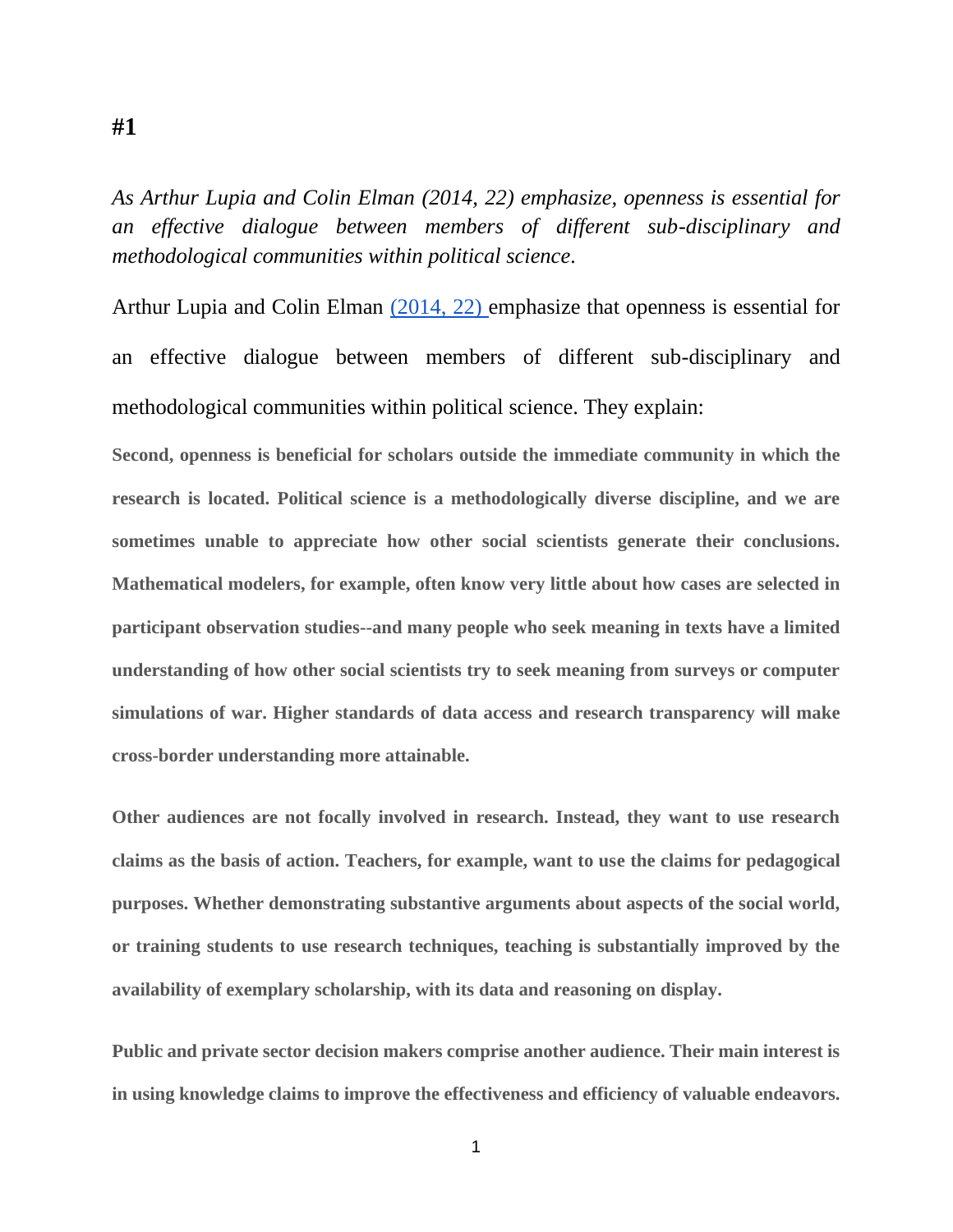# #1

*As Arthur Lupia and Colin Elman (2014, 22) emphasize, openness is essential for an effective dialogue between members of different sub-disciplinary and methodological communities within political science.*

Arthur Lupia and Colin Elman (2014, 22) emphasize that openness is essential for an effective dialogue between members of different sub-disciplinary and methodological communities within political science. They explain:

> **Second, openness is beneficial for scholars outside the immediate community in which the research is located. Political science is a methodologically diverse discipline, and we are sometimes unable to appreciate how other social scientists generate their conclusions. Mathematical modelers, for example, often know very little about how cases are selected in participant observation studies--and many people who seek meaning in texts have a limited understanding of how other social scientists try to seek meaning from surveys or computer simulations of war. Higher standards of data access and research transparency will make cross-border understanding more attainable.**
>
> **Other audiences are not focally involved in research. Instead, they want to use research claims as the basis of action. Teachers, for example, want to use the claims for pedagogical purposes. Whether demonstrating substantive arguments about aspects of the social world, or training students to use research techniques, teaching is substantially improved by the availability of exemplary scholarship, with its data and reasoning on display.**
>
> **Public and private sector decision makers comprise another audience. Their main interest is in using knowledge claims to improve the effectiveness and efficiency of valuable endeavors.**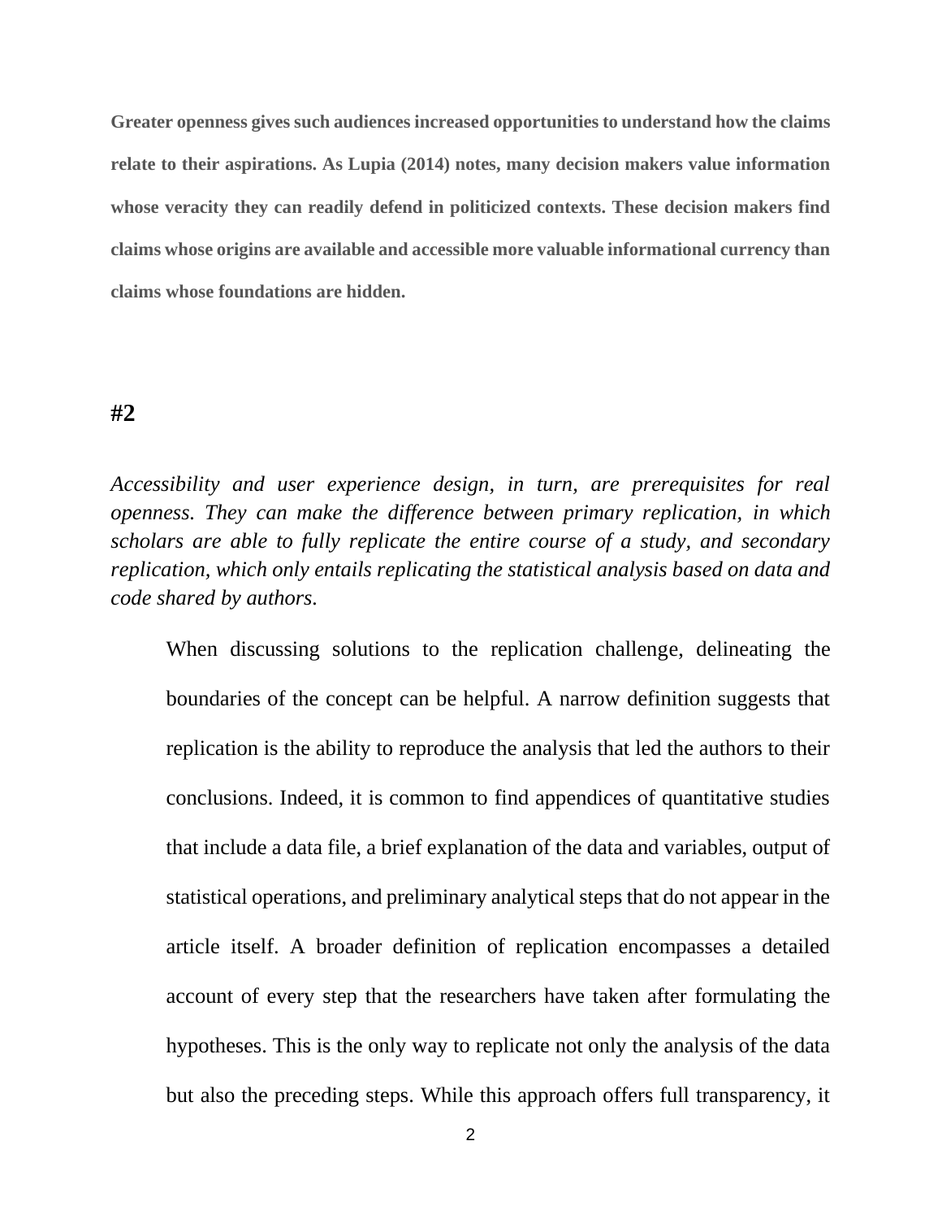**Greater openness gives such audiences increased opportunities to understand how the claims relate to their aspirations. As Lupia (2014) notes, many decision makers value information whose veracity they can readily defend in politicized contexts. These decision makers find claims whose origins are available and accessible more valuable informational currency than claims whose foundations are hidden.**

**#2**

*Accessibility and user experience design, in turn, are prerequisites for real openness. They can make the difference between primary replication, in which scholars are able to fully replicate the entire course of a study, and secondary replication, which only entails replicating the statistical analysis based on data and code shared by authors.*

> When discussing solutions to the replication challenge, delineating the boundaries of the concept can be helpful. A narrow definition suggests that replication is the ability to reproduce the analysis that led the authors to their conclusions. Indeed, it is common to find appendices of quantitative studies that include a data file, a brief explanation of the data and variables, output of statistical operations, and preliminary analytical steps that do not appear in the article itself. A broader definition of replication encompasses a detailed account of every step that the researchers have taken after formulating the hypotheses. This is the only way to replicate not only the analysis of the data but also the preceding steps. While this approach offers full transparency, it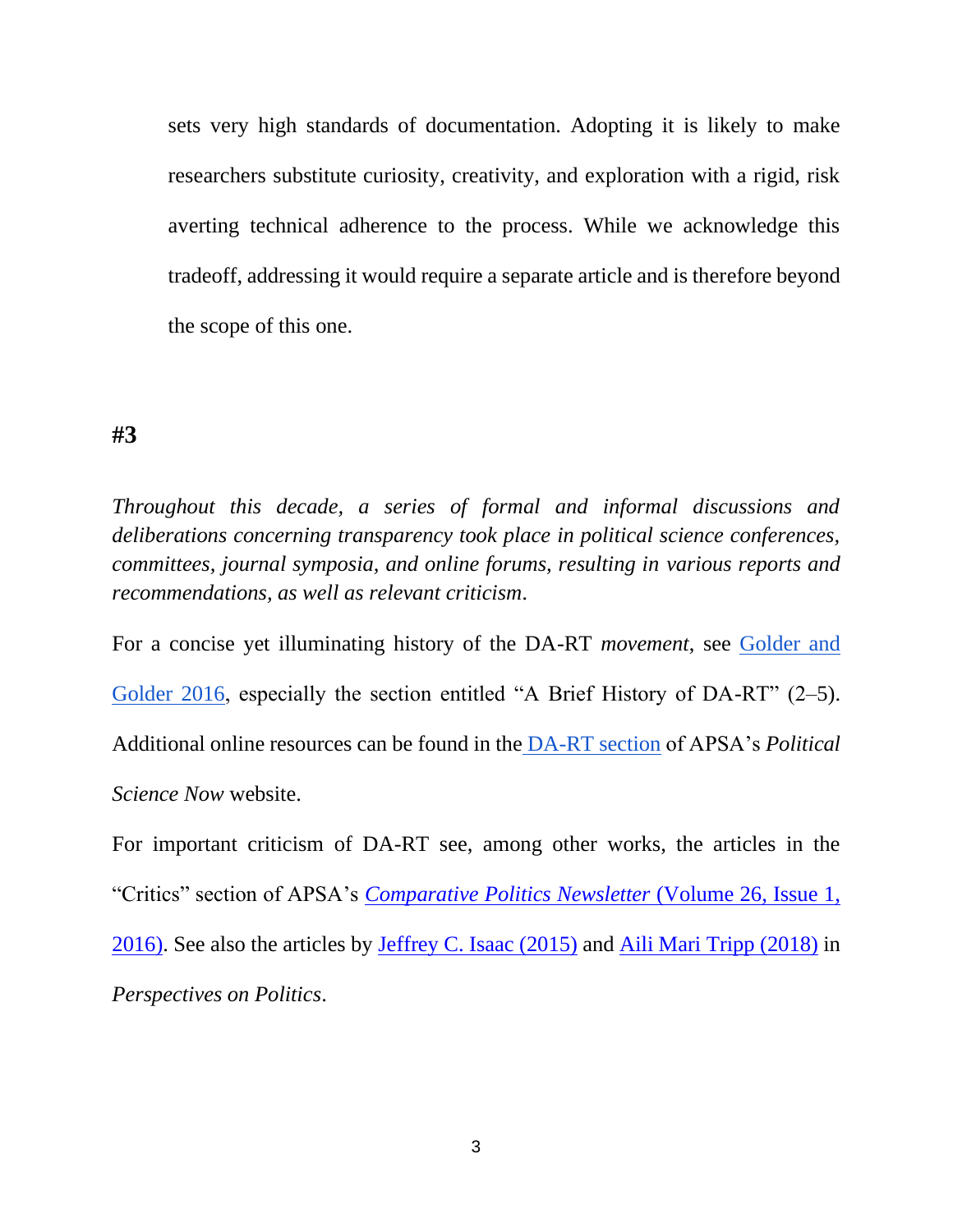sets very high standards of documentation. Adopting it is likely to make researchers substitute curiosity, creativity, and exploration with a rigid, risk averting technical adherence to the process. While we acknowledge this tradeoff, addressing it would require a separate article and is therefore beyond the scope of this one.

**#3**

*Throughout this decade, a series of formal and informal discussions and deliberations concerning transparency took place in political science conferences, committees, journal symposia, and online forums, resulting in various reports and recommendations, as well as relevant criticism.*

For a concise yet illuminating history of the DA-RT *movement*, see Golder and Golder 2016, especially the section entitled "A Brief History of DA-RT" (2–5). Additional online resources can be found in the DA-RT section of APSA's *Political Science Now* website.

For important criticism of DA-RT see, among other works, the articles in the "Critics" section of APSA's *Comparative Politics Newsletter* (Volume 26, Issue 1, 2016). See also the articles by Jeffrey C. Isaac (2015) and Aili Mari Tripp (2018) in *Perspectives on Politics*.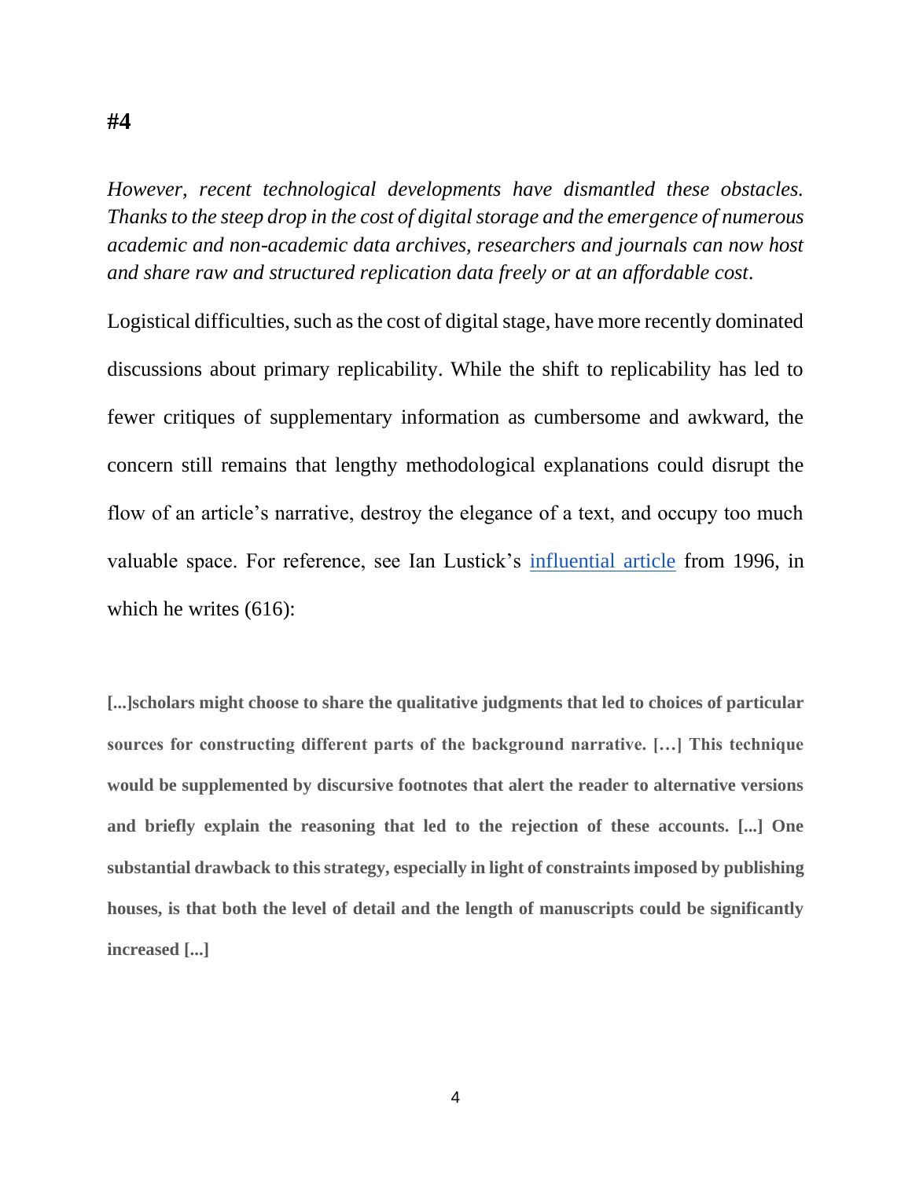**#4**

*However, recent technological developments have dismantled these obstacles. Thanks to the steep drop in the cost of digital storage and the emergence of numerous academic and non-academic data archives, researchers and journals can now host and share raw and structured replication data freely or at an affordable cost.*

Logistical difficulties, such as the cost of digital stage, have more recently dominated discussions about primary replicability. While the shift to replicability has led to fewer critiques of supplementary information as cumbersome and awkward, the concern still remains that lengthy methodological explanations could disrupt the flow of an article's narrative, destroy the elegance of a text, and occupy too much valuable space. For reference, see Ian Lustick's influential article from 1996, in which he writes (616):

> **[...]scholars might choose to share the qualitative judgments that led to choices of particular sources for constructing different parts of the background narrative. […] This technique would be supplemented by discursive footnotes that alert the reader to alternative versions and briefly explain the reasoning that led to the rejection of these accounts. [...] One substantial drawback to this strategy, especially in light of constraints imposed by publishing houses, is that both the level of detail and the length of manuscripts could be significantly increased [...]**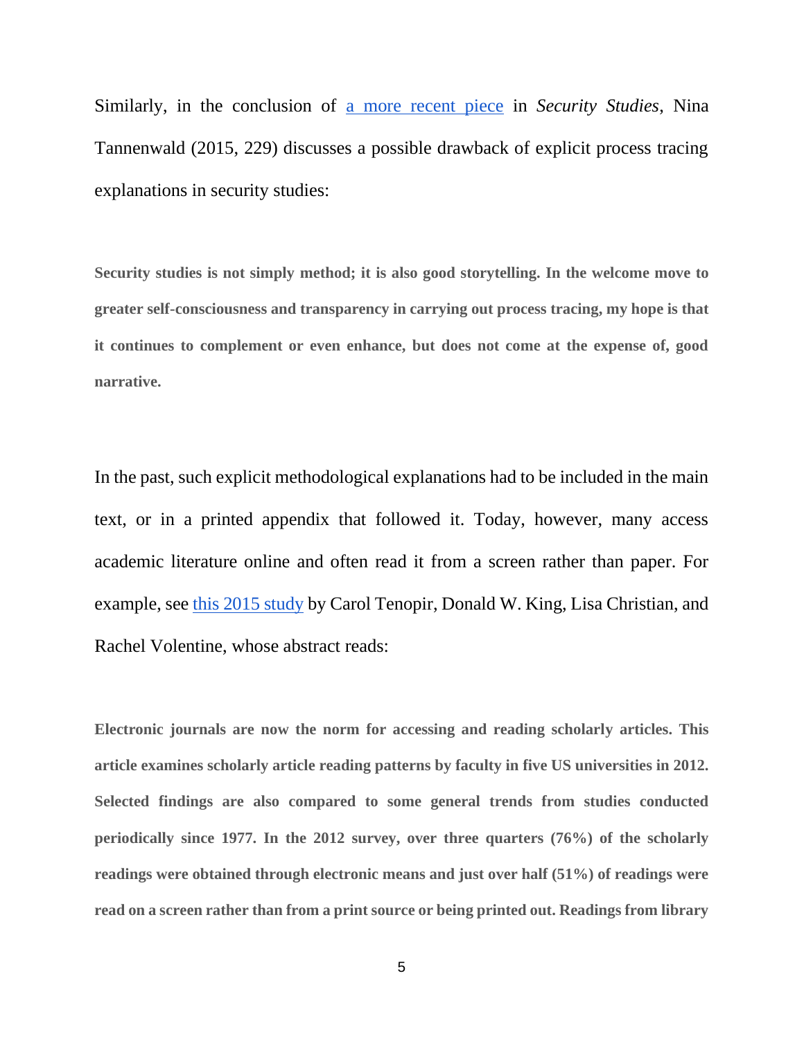Similarly, in the conclusion of [a more recent piece] in *Security Studies*, Nina Tannenwald (2015, 229) discusses a possible drawback of explicit process tracing explanations in security studies:

> **Security studies is not simply method; it is also good storytelling. In the welcome move to greater self-consciousness and transparency in carrying out process tracing, my hope is that it continues to complement or even enhance, but does not come at the expense of, good narrative.**

In the past, such explicit methodological explanations had to be included in the main text, or in a printed appendix that followed it. Today, however, many access academic literature online and often read it from a screen rather than paper. For example, see [this 2015 study] by Carol Tenopir, Donald W. King, Lisa Christian, and Rachel Volentine, whose abstract reads:

> **Electronic journals are now the norm for accessing and reading scholarly articles. This article examines scholarly article reading patterns by faculty in five US universities in 2012. Selected findings are also compared to some general trends from studies conducted periodically since 1977. In the 2012 survey, over three quarters (76%) of the scholarly readings were obtained through electronic means and just over half (51%) of readings were read on a screen rather than from a print source or being printed out. Readings from library**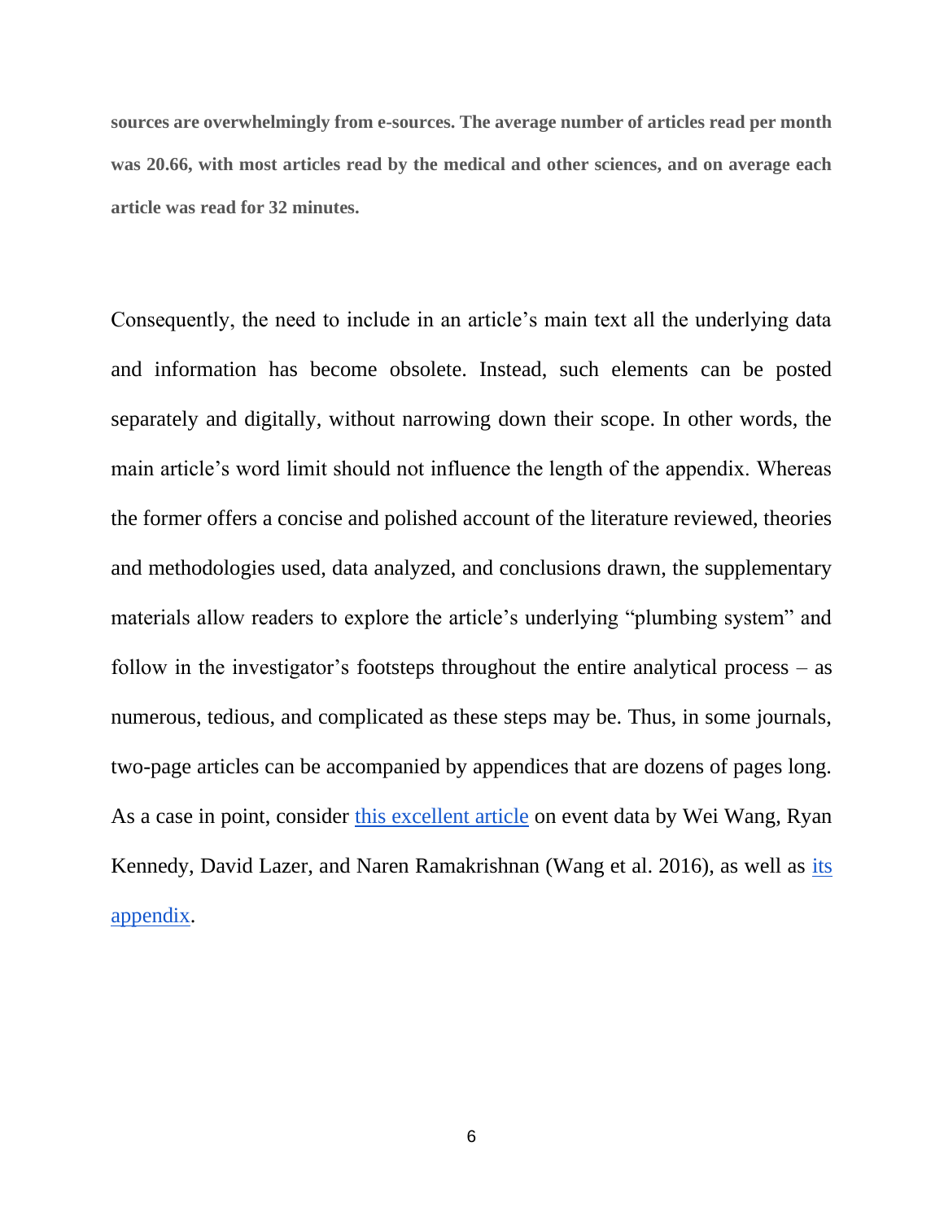**sources are overwhelmingly from e-sources. The average number of articles read per month was 20.66, with most articles read by the medical and other sciences, and on average each article was read for 32 minutes.**

Consequently, the need to include in an article's main text all the underlying data and information has become obsolete. Instead, such elements can be posted separately and digitally, without narrowing down their scope. In other words, the main article's word limit should not influence the length of the appendix. Whereas the former offers a concise and polished account of the literature reviewed, theories and methodologies used, data analyzed, and conclusions drawn, the supplementary materials allow readers to explore the article's underlying "plumbing system" and follow in the investigator's footsteps throughout the entire analytical process – as numerous, tedious, and complicated as these steps may be. Thus, in some journals, two-page articles can be accompanied by appendices that are dozens of pages long. As a case in point, consider this excellent article on event data by Wei Wang, Ryan Kennedy, David Lazer, and Naren Ramakrishnan (Wang et al. 2016), as well as its appendix.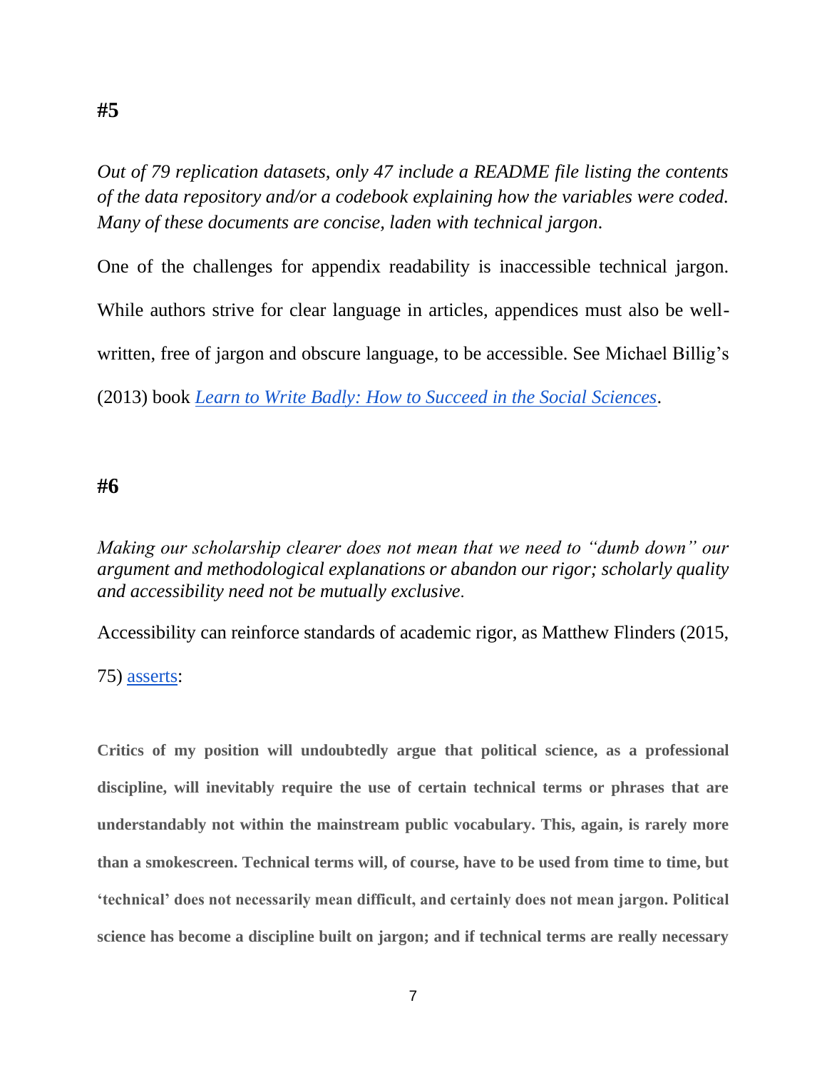## #5

*Out of 79 replication datasets, only 47 include a README file listing the contents of the data repository and/or a codebook explaining how the variables were coded. Many of these documents are concise, laden with technical jargon.*

One of the challenges for appendix readability is inaccessible technical jargon. While authors strive for clear language in articles, appendices must also be well-written, free of jargon and obscure language, to be accessible. See Michael Billig's (2013) book [*Learn to Write Badly: How to Succeed in the Social Sciences*].

## #6

*Making our scholarship clearer does not mean that we need to "dumb down" our argument and methodological explanations or abandon our rigor; scholarly quality and accessibility need not be mutually exclusive.*

Accessibility can reinforce standards of academic rigor, as Matthew Flinders (2015, 75) [asserts]:

> **Critics of my position will undoubtedly argue that political science, as a professional discipline, will inevitably require the use of certain technical terms or phrases that are understandably not within the mainstream public vocabulary. This, again, is rarely more than a smokescreen. Technical terms will, of course, have to be used from time to time, but 'technical' does not necessarily mean difficult, and certainly does not mean jargon. Political science has become a discipline built on jargon; and if technical terms are really necessary**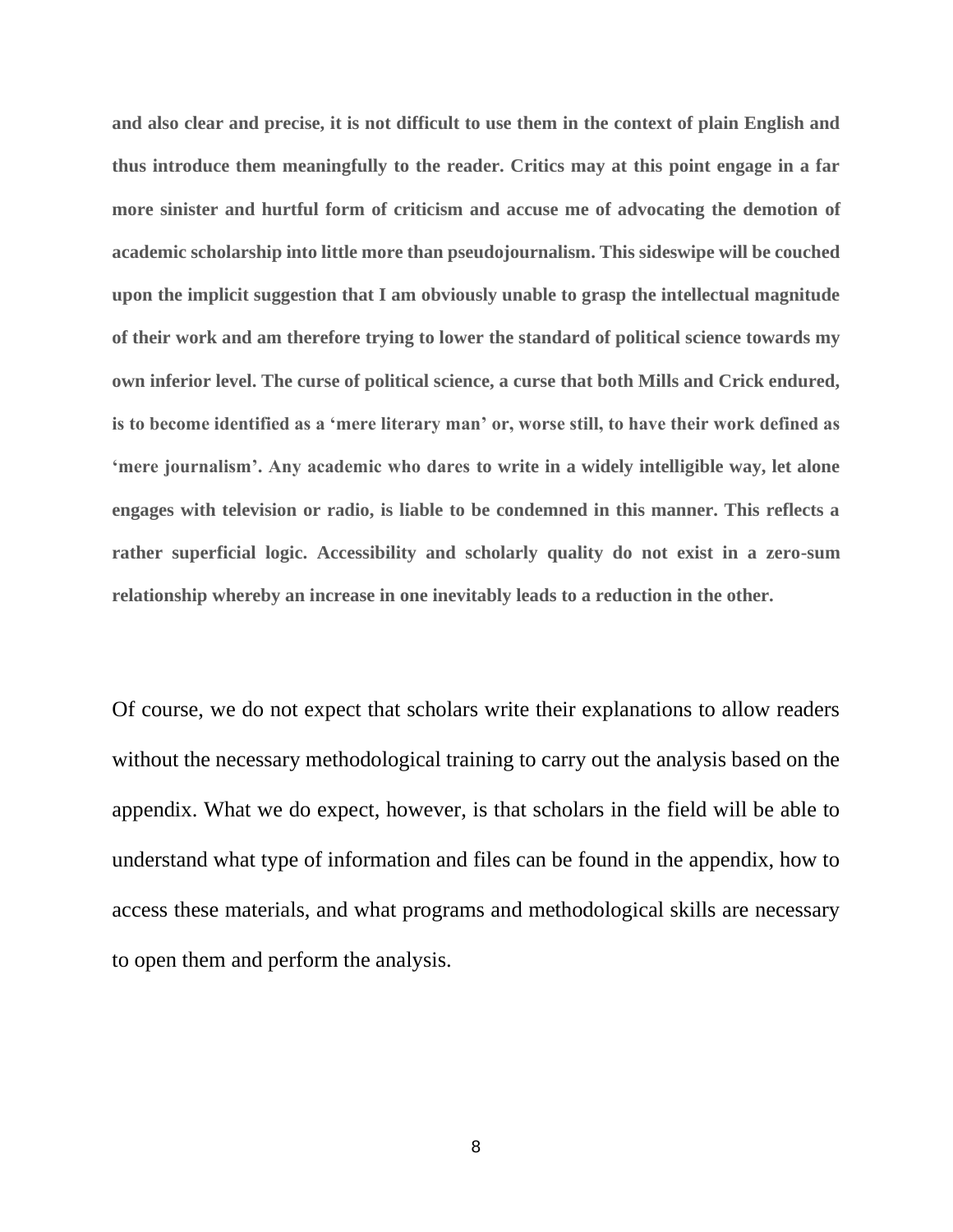**and also clear and precise, it is not difficult to use them in the context of plain English and thus introduce them meaningfully to the reader. Critics may at this point engage in a far more sinister and hurtful form of criticism and accuse me of advocating the demotion of academic scholarship into little more than pseudojournalism. This sideswipe will be couched upon the implicit suggestion that I am obviously unable to grasp the intellectual magnitude of their work and am therefore trying to lower the standard of political science towards my own inferior level. The curse of political science, a curse that both Mills and Crick endured, is to become identified as a 'mere literary man' or, worse still, to have their work defined as 'mere journalism'. Any academic who dares to write in a widely intelligible way, let alone engages with television or radio, is liable to be condemned in this manner. This reflects a rather superficial logic. Accessibility and scholarly quality do not exist in a zero-sum relationship whereby an increase in one inevitably leads to a reduction in the other.**

Of course, we do not expect that scholars write their explanations to allow readers without the necessary methodological training to carry out the analysis based on the appendix. What we do expect, however, is that scholars in the field will be able to understand what type of information and files can be found in the appendix, how to access these materials, and what programs and methodological skills are necessary to open them and perform the analysis.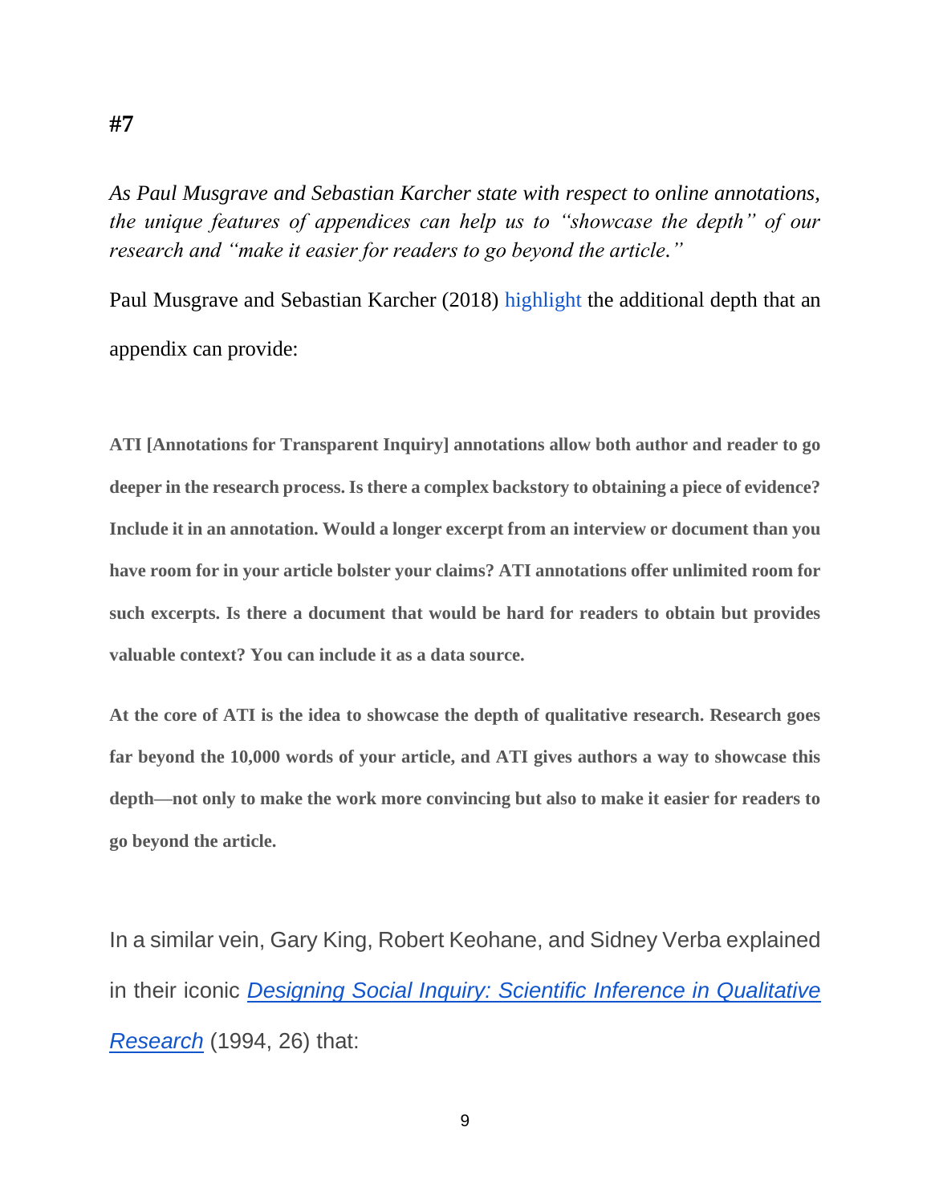# #7

*As Paul Musgrave and Sebastian Karcher state with respect to online annotations, the unique features of appendices can help us to "showcase the depth" of our research and "make it easier for readers to go beyond the article."*

Paul Musgrave and Sebastian Karcher (2018) highlight the additional depth that an appendix can provide:

> **ATI [Annotations for Transparent Inquiry] annotations allow both author and reader to go deeper in the research process. Is there a complex backstory to obtaining a piece of evidence? Include it in an annotation. Would a longer excerpt from an interview or document than you have room for in your article bolster your claims? ATI annotations offer unlimited room for such excerpts. Is there a document that would be hard for readers to obtain but provides valuable context? You can include it as a data source.**
>
> **At the core of ATI is the idea to showcase the depth of qualitative research. Research goes far beyond the 10,000 words of your article, and ATI gives authors a way to showcase this depth—not only to make the work more convincing but also to make it easier for readers to go beyond the article.**

In a similar vein, Gary King, Robert Keohane, and Sidney Verba explained in their iconic *Designing Social Inquiry: Scientific Inference in Qualitative Research* (1994, 26) that: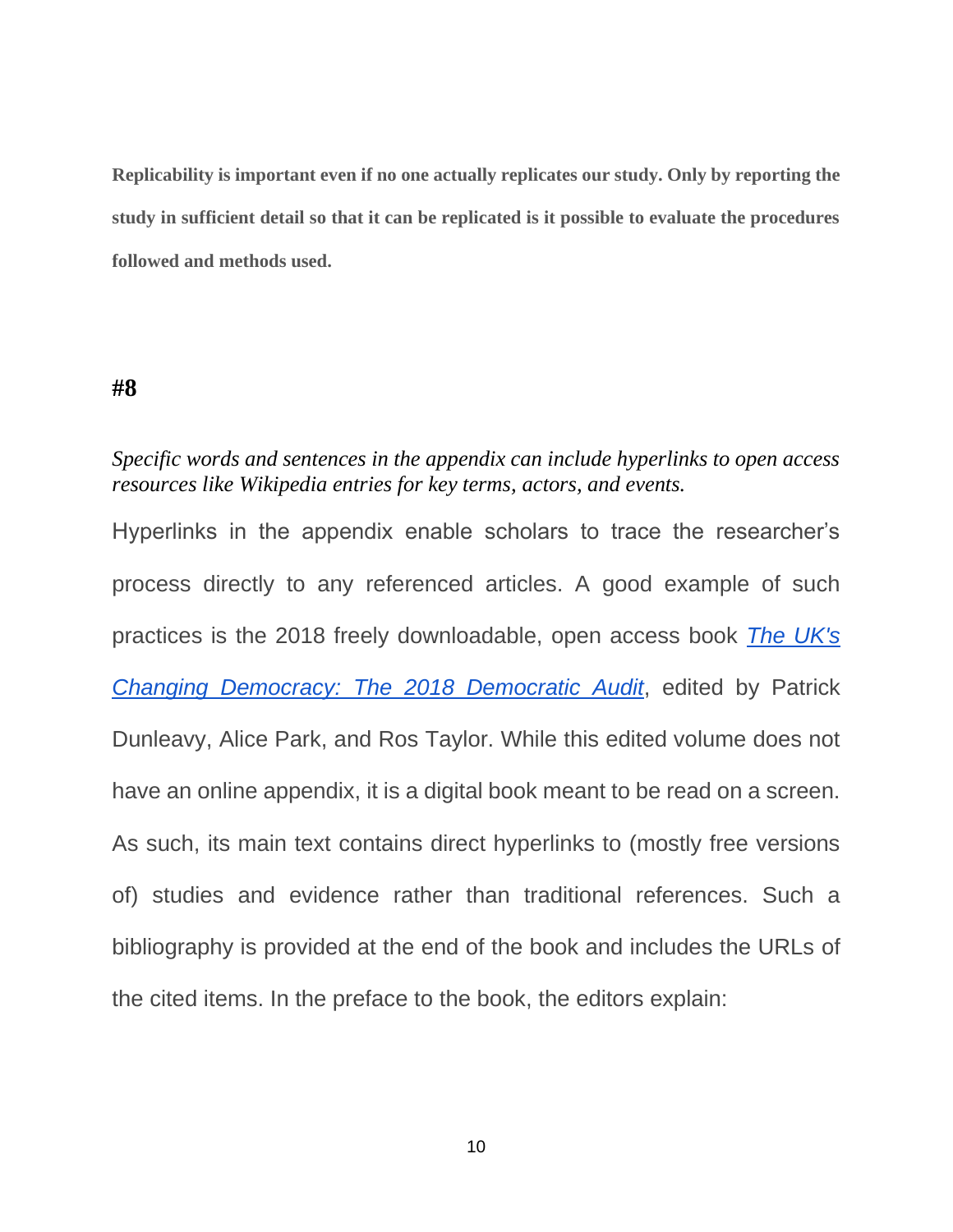**Replicability is important even if no one actually replicates our study. Only by reporting the study in sufficient detail so that it can be replicated is it possible to evaluate the procedures followed and methods used.**

## #8

*Specific words and sentences in the appendix can include hyperlinks to open access resources like Wikipedia entries for key terms, actors, and events.*

Hyperlinks in the appendix enable scholars to trace the researcher's process directly to any referenced articles. A good example of such practices is the 2018 freely downloadable, open access book *The UK's Changing Democracy: The 2018 Democratic Audit*, edited by Patrick Dunleavy, Alice Park, and Ros Taylor. While this edited volume does not have an online appendix, it is a digital book meant to be read on a screen. As such, its main text contains direct hyperlinks to (mostly free versions of) studies and evidence rather than traditional references. Such a bibliography is provided at the end of the book and includes the URLs of the cited items. In the preface to the book, the editors explain: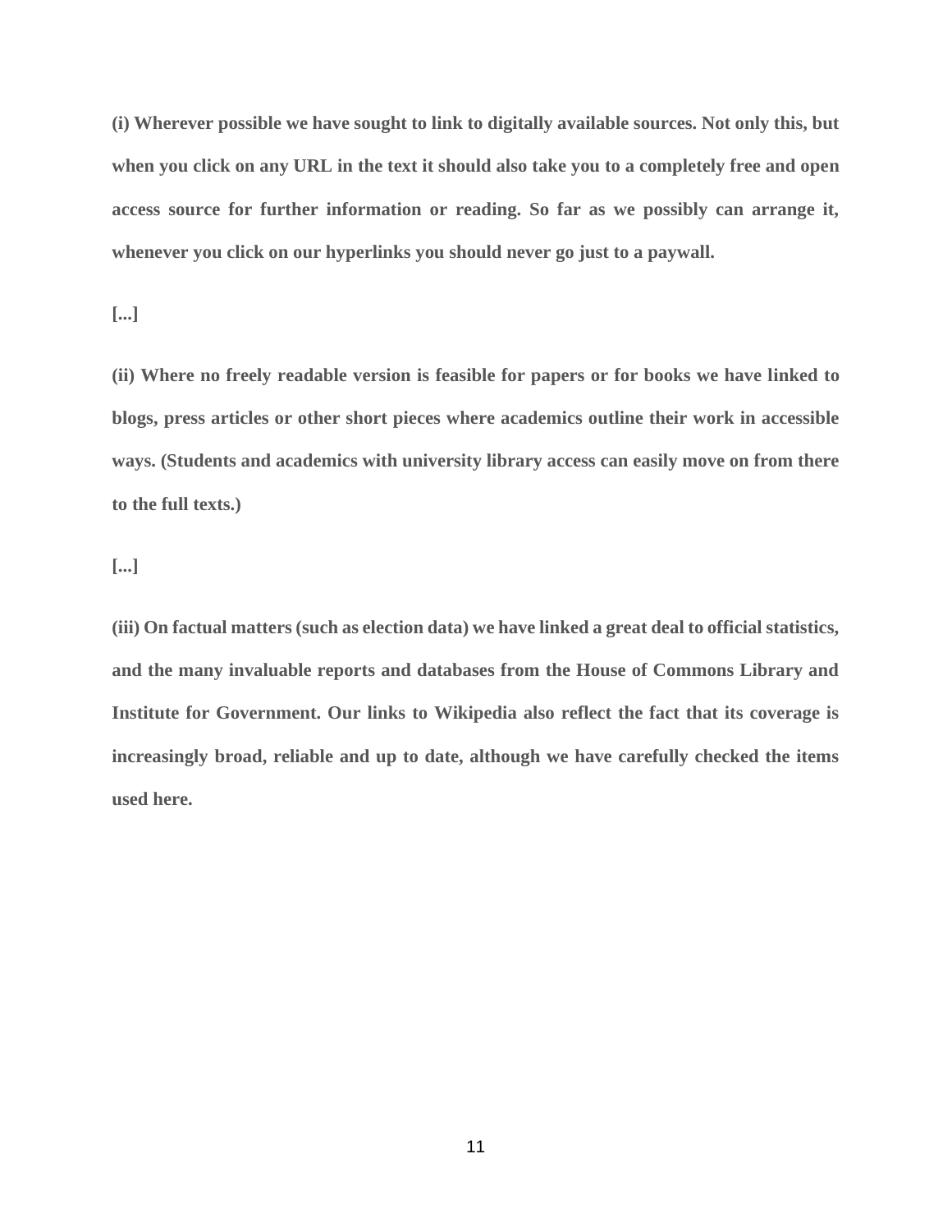**(i) Wherever possible we have sought to link to digitally available sources. Not only this, but when you click on any URL in the text it should also take you to a completely free and open access source for further information or reading. So far as we possibly can arrange it, whenever you click on our hyperlinks you should never go just to a paywall.**

**[...]**

**(ii) Where no freely readable version is feasible for papers or for books we have linked to blogs, press articles or other short pieces where academics outline their work in accessible ways. (Students and academics with university library access can easily move on from there to the full texts.)**

**[...]**

**(iii) On factual matters (such as election data) we have linked a great deal to official statistics, and the many invaluable reports and databases from the House of Commons Library and Institute for Government. Our links to Wikipedia also reflect the fact that its coverage is increasingly broad, reliable and up to date, although we have carefully checked the items used here.**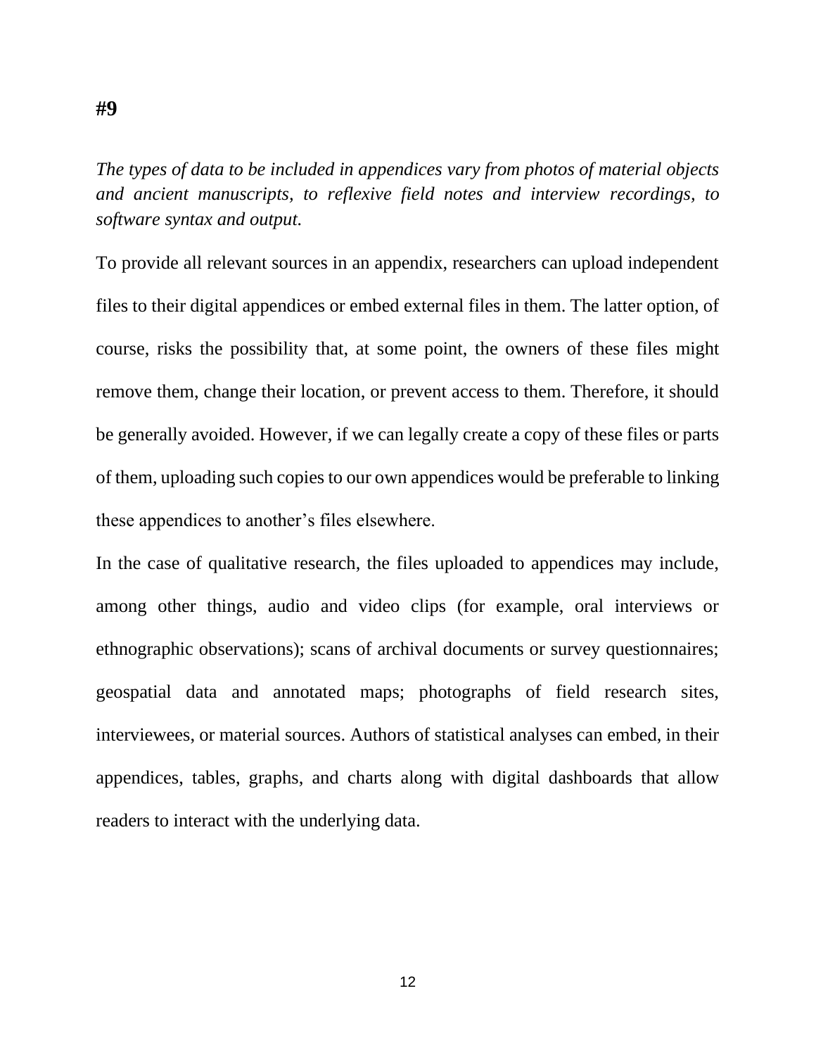**#9**

*The types of data to be included in appendices vary from photos of material objects and ancient manuscripts, to reflexive field notes and interview recordings, to software syntax and output.*

To provide all relevant sources in an appendix, researchers can upload independent files to their digital appendices or embed external files in them. The latter option, of course, risks the possibility that, at some point, the owners of these files might remove them, change their location, or prevent access to them. Therefore, it should be generally avoided. However, if we can legally create a copy of these files or parts of them, uploading such copies to our own appendices would be preferable to linking these appendices to another's files elsewhere.

In the case of qualitative research, the files uploaded to appendices may include, among other things, audio and video clips (for example, oral interviews or ethnographic observations); scans of archival documents or survey questionnaires; geospatial data and annotated maps; photographs of field research sites, interviewees, or material sources. Authors of statistical analyses can embed, in their appendices, tables, graphs, and charts along with digital dashboards that allow readers to interact with the underlying data.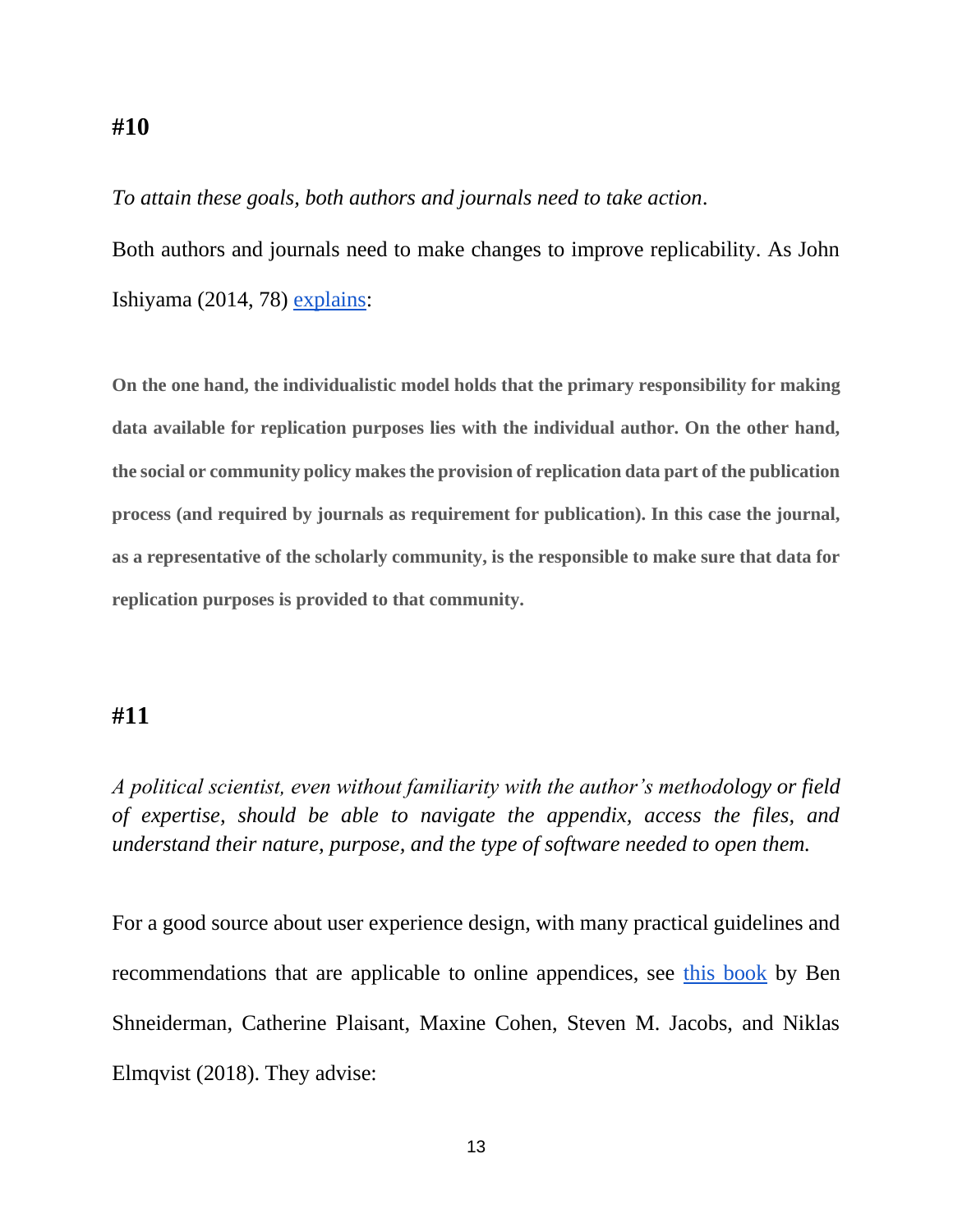## #10

*To attain these goals, both authors and journals need to take action*.

Both authors and journals need to make changes to improve replicability. As John Ishiyama (2014, 78) [explains]:

> **On the one hand, the individualistic model holds that the primary responsibility for making data available for replication purposes lies with the individual author. On the other hand, the social or community policy makes the provision of replication data part of the publication process (and required by journals as requirement for publication). In this case the journal, as a representative of the scholarly community, is the responsible to make sure that data for replication purposes is provided to that community.**

## #11

*A political scientist, even without familiarity with the author's methodology or field of expertise, should be able to navigate the appendix, access the files, and understand their nature, purpose, and the type of software needed to open them.*

For a good source about user experience design, with many practical guidelines and recommendations that are applicable to online appendices, see [this book] by Ben Shneiderman, Catherine Plaisant, Maxine Cohen, Steven M. Jacobs, and Niklas Elmqvist (2018). They advise: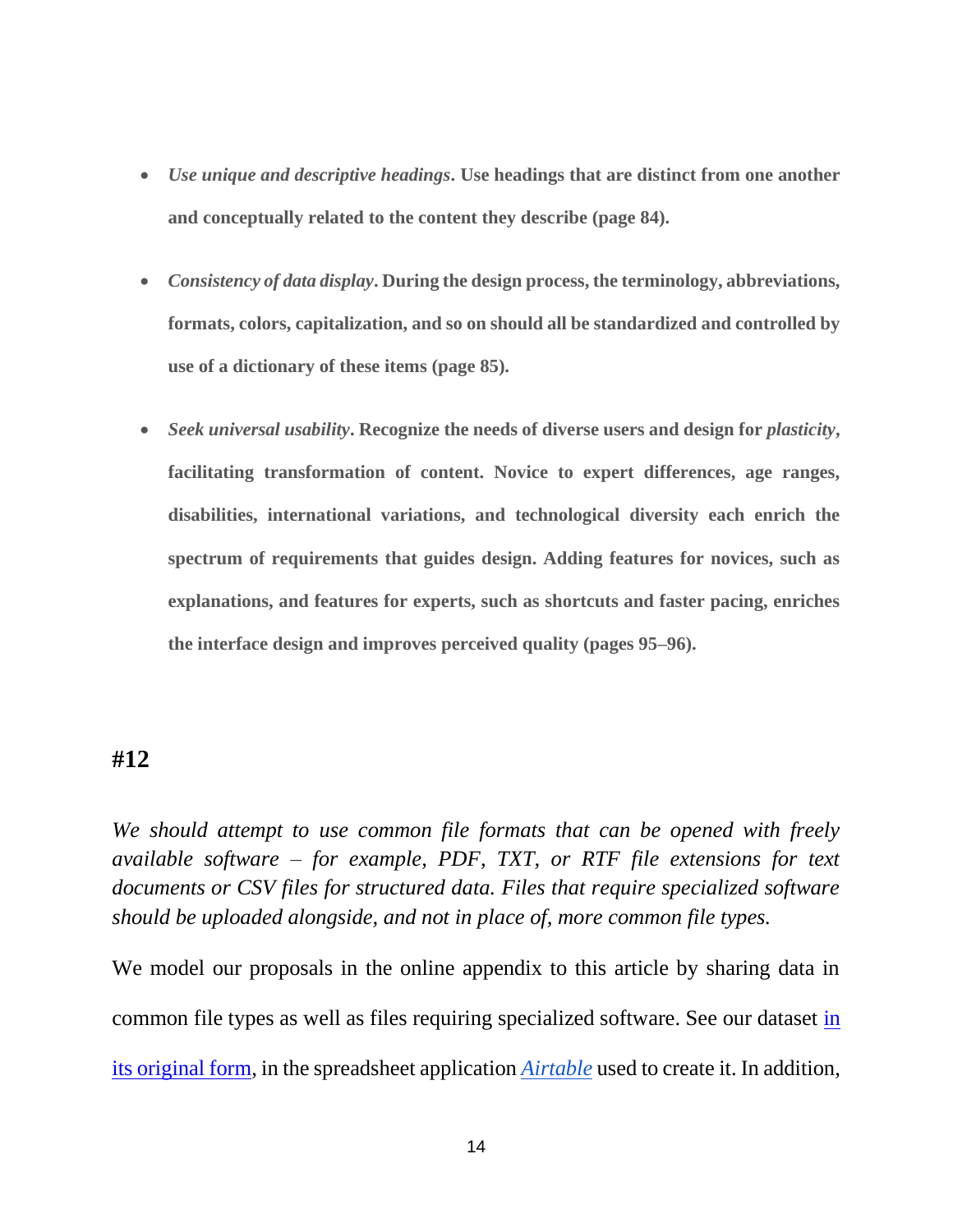- ***Use unique and descriptive headings*. Use headings that are distinct from one another and conceptually related to the content they describe (page 84).**

- ***Consistency of data display*. During the design process, the terminology, abbreviations, formats, colors, capitalization, and so on should all be standardized and controlled by use of a dictionary of these items (page 85).**

- ***Seek universal usability*. Recognize the needs of diverse users and design for *plasticity*, facilitating transformation of content. Novice to expert differences, age ranges, disabilities, international variations, and technological diversity each enrich the spectrum of requirements that guides design. Adding features for novices, such as explanations, and features for experts, such as shortcuts and faster pacing, enriches the interface design and improves perceived quality (pages 95–96).**

### #12

*We should attempt to use common file formats that can be opened with freely available software – for example, PDF, TXT, or RTF file extensions for text documents or CSV files for structured data. Files that require specialized software should be uploaded alongside, and not in place of, more common file types.*

We model our proposals in the online appendix to this article by sharing data in common file types as well as files requiring specialized software. See our dataset in its original form, in the spreadsheet application *Airtable* used to create it. In addition,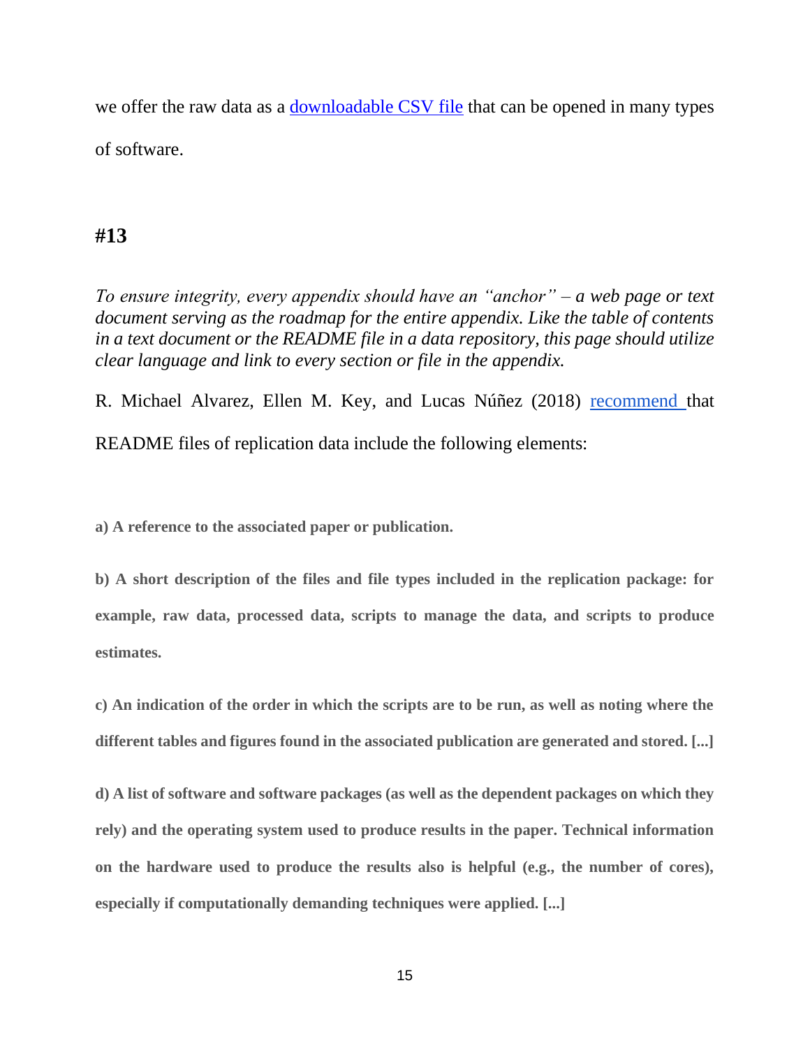we offer the raw data as a downloadable CSV file that can be opened in many types of software.

## #13

*To ensure integrity, every appendix should have an "anchor" – a web page or text document serving as the roadmap for the entire appendix. Like the table of contents in a text document or the README file in a data repository, this page should utilize clear language and link to every section or file in the appendix.*

R. Michael Alvarez, Ellen M. Key, and Lucas Núñez (2018) recommend that README files of replication data include the following elements:

**a) A reference to the associated paper or publication.**

**b) A short description of the files and file types included in the replication package: for example, raw data, processed data, scripts to manage the data, and scripts to produce estimates.**

**c) An indication of the order in which the scripts are to be run, as well as noting where the different tables and figures found in the associated publication are generated and stored. [...]**

**d) A list of software and software packages (as well as the dependent packages on which they rely) and the operating system used to produce results in the paper. Technical information on the hardware used to produce the results also is helpful (e.g., the number of cores), especially if computationally demanding techniques were applied. [...]**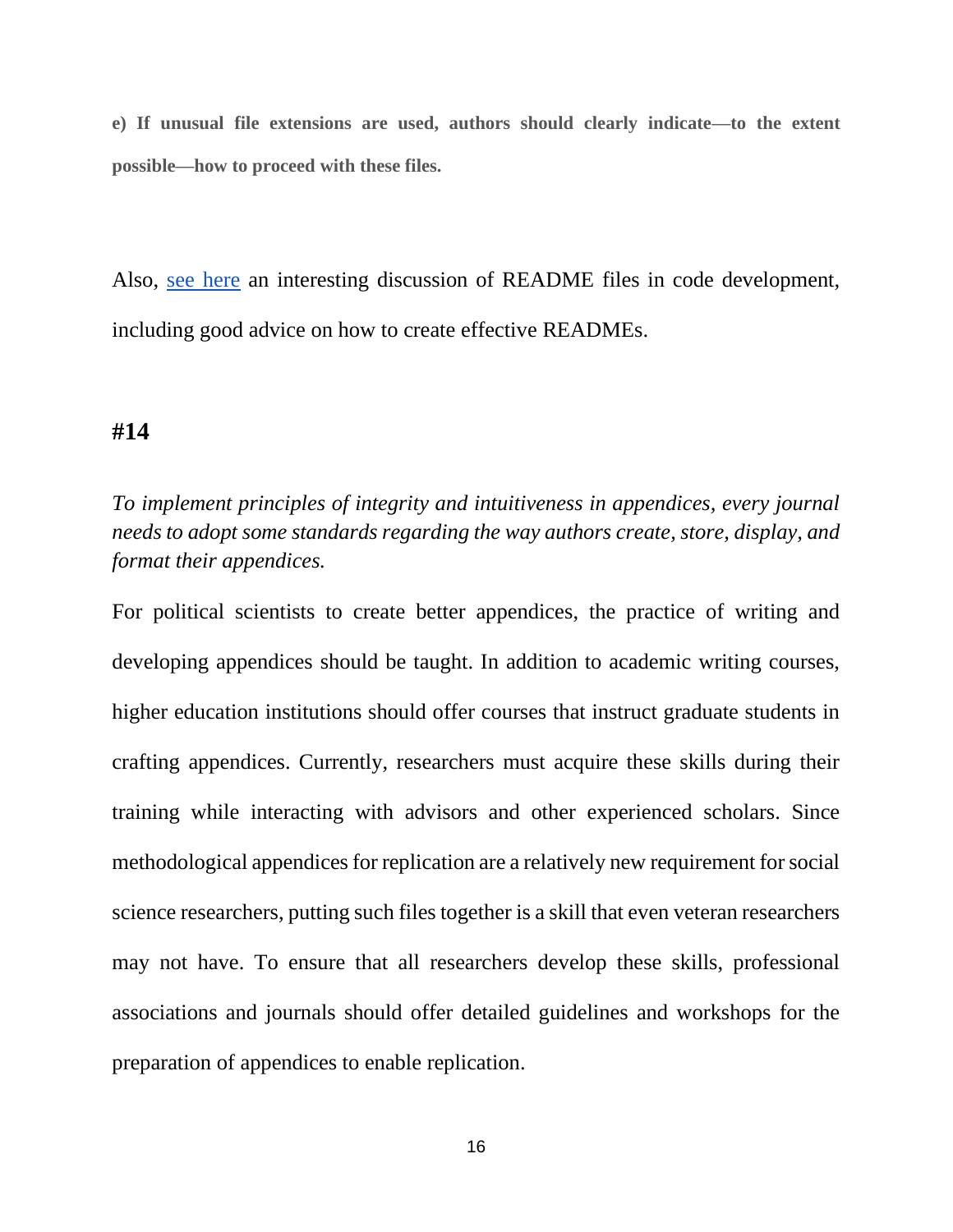**e) If unusual file extensions are used, authors should clearly indicate—to the extent possible—how to proceed with these files.**

Also, see here an interesting discussion of README files in code development, including good advice on how to create effective READMEs.

### #14

*To implement principles of integrity and intuitiveness in appendices, every journal needs to adopt some standards regarding the way authors create, store, display, and format their appendices.*

For political scientists to create better appendices, the practice of writing and developing appendices should be taught. In addition to academic writing courses, higher education institutions should offer courses that instruct graduate students in crafting appendices. Currently, researchers must acquire these skills during their training while interacting with advisors and other experienced scholars. Since methodological appendices for replication are a relatively new requirement for social science researchers, putting such files together is a skill that even veteran researchers may not have. To ensure that all researchers develop these skills, professional associations and journals should offer detailed guidelines and workshops for the preparation of appendices to enable replication.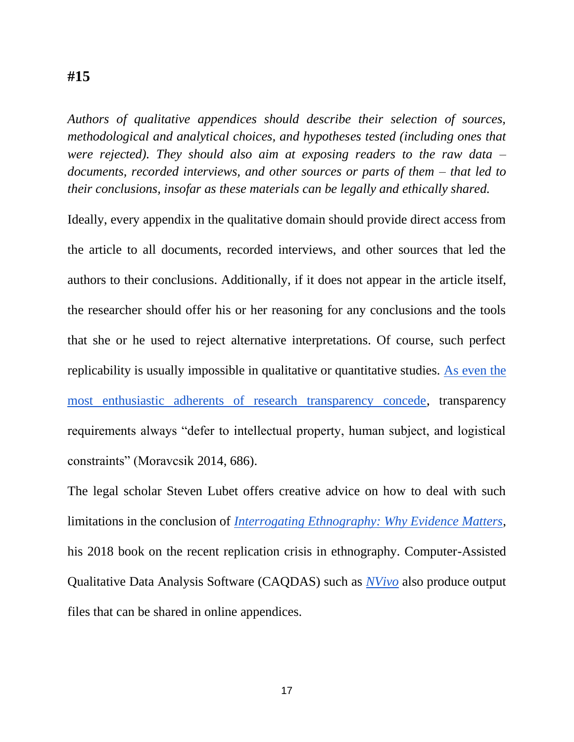**#15**

*Authors of qualitative appendices should describe their selection of sources, methodological and analytical choices, and hypotheses tested (including ones that were rejected). They should also aim at exposing readers to the raw data – documents, recorded interviews, and other sources or parts of them – that led to their conclusions, insofar as these materials can be legally and ethically shared.*

Ideally, every appendix in the qualitative domain should provide direct access from the article to all documents, recorded interviews, and other sources that led the authors to their conclusions. Additionally, if it does not appear in the article itself, the researcher should offer his or her reasoning for any conclusions and the tools that she or he used to reject alternative interpretations. Of course, such perfect replicability is usually impossible in qualitative or quantitative studies. As even the most enthusiastic adherents of research transparency concede, transparency requirements always "defer to intellectual property, human subject, and logistical constraints" (Moravcsik 2014, 686).

The legal scholar Steven Lubet offers creative advice on how to deal with such limitations in the conclusion of *Interrogating Ethnography: Why Evidence Matters*, his 2018 book on the recent replication crisis in ethnography. Computer-Assisted Qualitative Data Analysis Software (CAQDAS) such as *NVivo* also produce output files that can be shared in online appendices.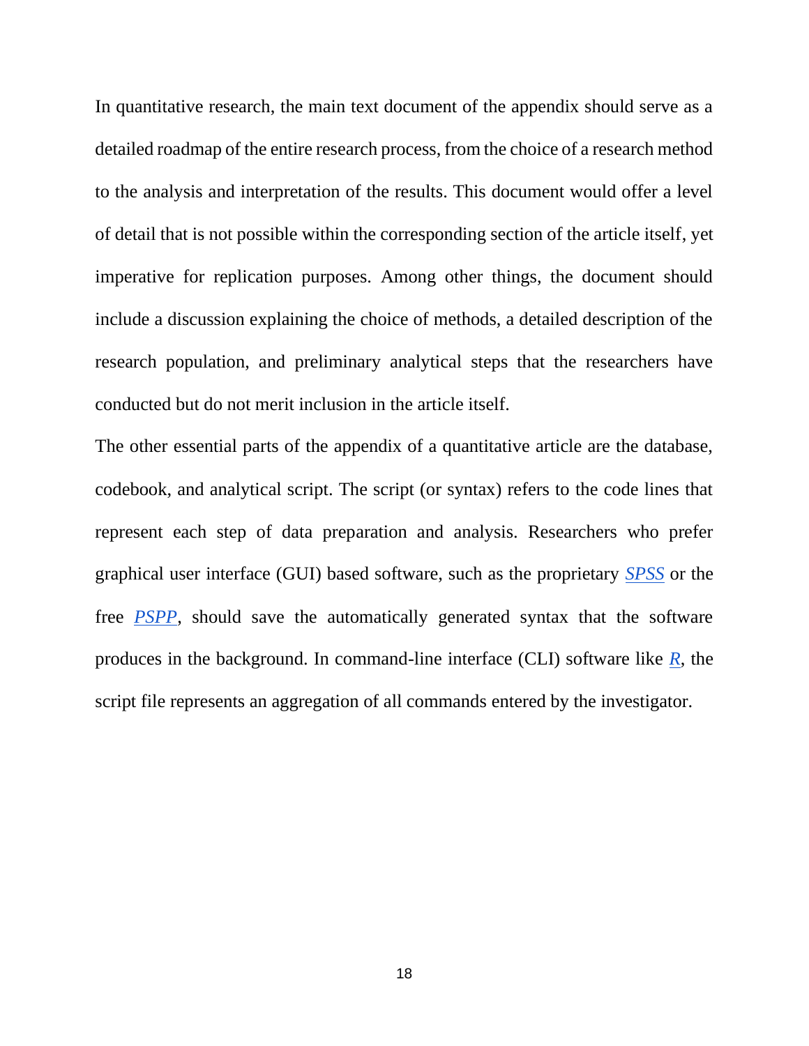In quantitative research, the main text document of the appendix should serve as a detailed roadmap of the entire research process, from the choice of a research method to the analysis and interpretation of the results. This document would offer a level of detail that is not possible within the corresponding section of the article itself, yet imperative for replication purposes. Among other things, the document should include a discussion explaining the choice of methods, a detailed description of the research population, and preliminary analytical steps that the researchers have conducted but do not merit inclusion in the article itself.

The other essential parts of the appendix of a quantitative article are the database, codebook, and analytical script. The script (or syntax) refers to the code lines that represent each step of data preparation and analysis. Researchers who prefer graphical user interface (GUI) based software, such as the proprietary *SPSS* or the free *PSPP*, should save the automatically generated syntax that the software produces in the background. In command-line interface (CLI) software like *R*, the script file represents an aggregation of all commands entered by the investigator.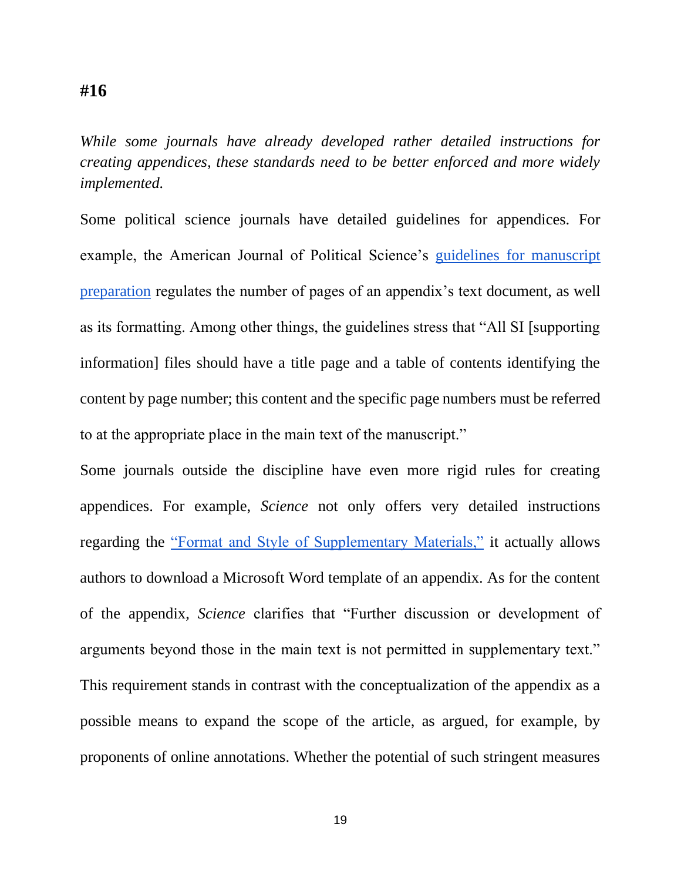**#16**

*While some journals have already developed rather detailed instructions for creating appendices, these standards need to be better enforced and more widely implemented.*

Some political science journals have detailed guidelines for appendices. For example, the American Journal of Political Science's guidelines for manuscript preparation regulates the number of pages of an appendix's text document, as well as its formatting. Among other things, the guidelines stress that "All SI [supporting information] files should have a title page and a table of contents identifying the content by page number; this content and the specific page numbers must be referred to at the appropriate place in the main text of the manuscript."

Some journals outside the discipline have even more rigid rules for creating appendices. For example, *Science* not only offers very detailed instructions regarding the "Format and Style of Supplementary Materials," it actually allows authors to download a Microsoft Word template of an appendix. As for the content of the appendix, *Science* clarifies that "Further discussion or development of arguments beyond those in the main text is not permitted in supplementary text." This requirement stands in contrast with the conceptualization of the appendix as a possible means to expand the scope of the article, as argued, for example, by proponents of online annotations. Whether the potential of such stringent measures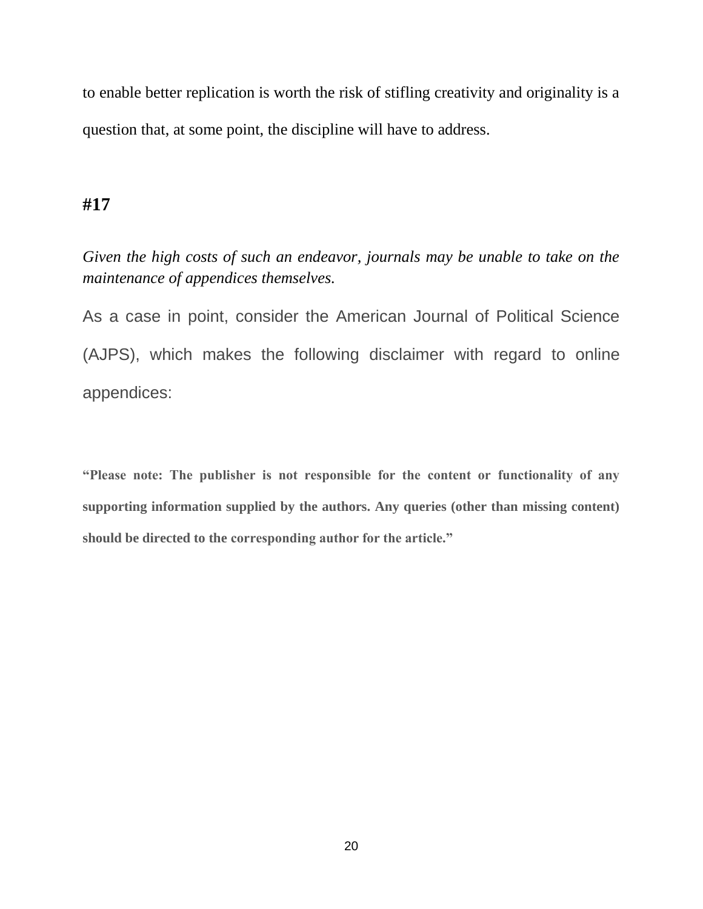to enable better replication is worth the risk of stifling creativity and originality is a question that, at some point, the discipline will have to address.

**#17**

*Given the high costs of such an endeavor, journals may be unable to take on the maintenance of appendices themselves.*

As a case in point, consider the American Journal of Political Science (AJPS), which makes the following disclaimer with regard to online appendices:

**"Please note: The publisher is not responsible for the content or functionality of any supporting information supplied by the authors. Any queries (other than missing content) should be directed to the corresponding author for the article."**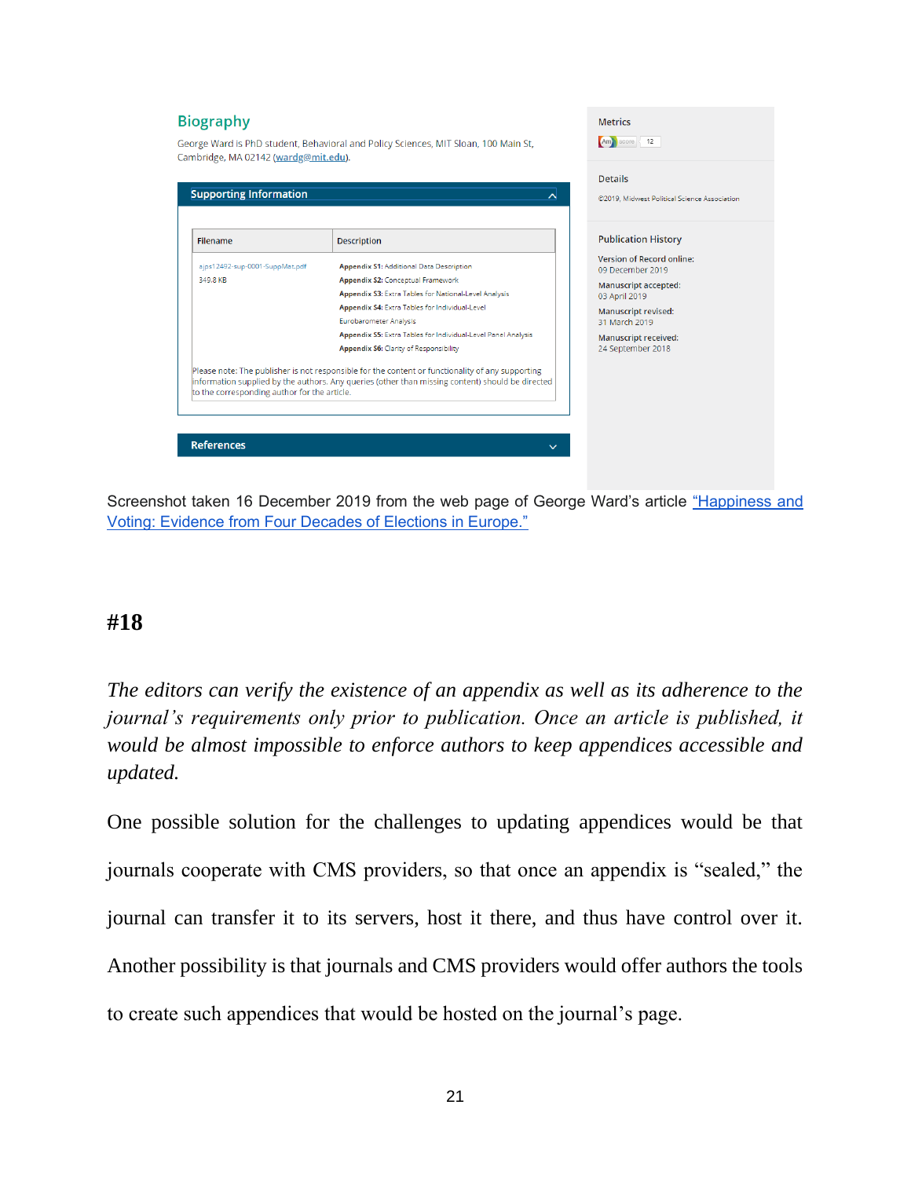## Biography

George Ward is PhD student, Behavioral and Policy Sciences, MIT Sloan, 100 Main St, Cambridge, MA 02142 (wardg@mit.edu).

**Supporting Information**

| Filename | Description |
|---|---|
| ajps12492-sup-0001-SuppMat.pdf 349.8 KB | **Appendix S1:** Additional Data Description **Appendix S2:** Conceptual Framework **Appendix S3:** Extra Tables for National-Level Analysis **Appendix S4:** Extra Tables for Individual-Level Eurobarometer Analysis **Appendix S5:** Extra Tables for Individual-Level Panel Analysis **Appendix S6:** Clarity of Responsibility |

Please note: The publisher is not responsible for the content or functionality of any supporting information supplied by the authors. Any queries (other than missing content) should be directed to the corresponding author for the article.

**References**

Metrics

Altmetric score 12

Details

©2019, Midwest Political Science Association

Publication History

Version of Record online: 09 December 2019

Manuscript accepted: 03 April 2019

Manuscript revised: 31 March 2019

Manuscript received: 24 September 2018

Screenshot taken 16 December 2019 from the web page of George Ward's article "Happiness and Voting: Evidence from Four Decades of Elections in Europe."

### #18

*The editors can verify the existence of an appendix as well as its adherence to the journal's requirements only prior to publication. Once an article is published, it would be almost impossible to enforce authors to keep appendices accessible and updated.*

One possible solution for the challenges to updating appendices would be that journals cooperate with CMS providers, so that once an appendix is "sealed," the journal can transfer it to its servers, host it there, and thus have control over it. Another possibility is that journals and CMS providers would offer authors the tools to create such appendices that would be hosted on the journal's page.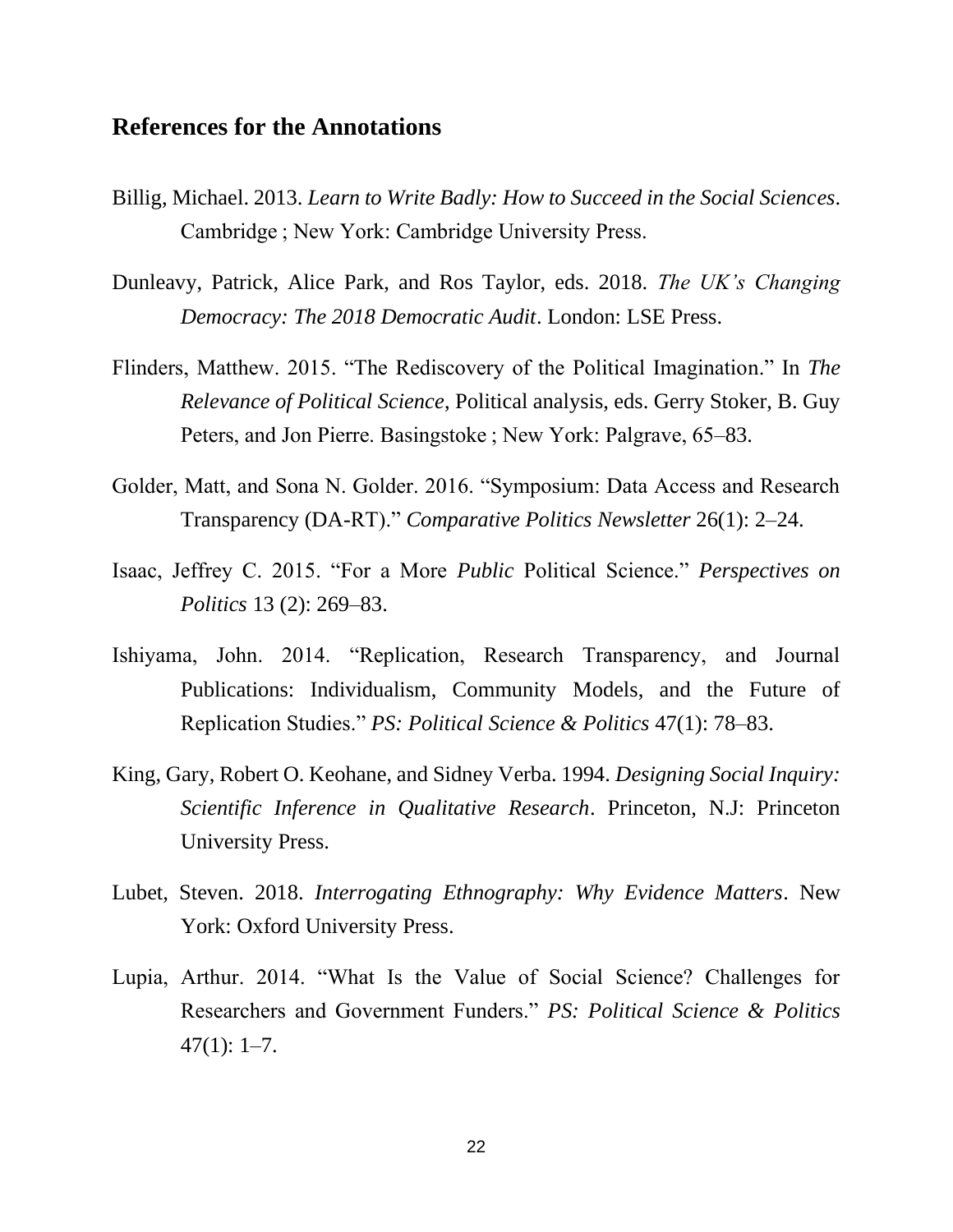## References for the Annotations

Billig, Michael. 2013. *Learn to Write Badly: How to Succeed in the Social Sciences*. Cambridge ; New York: Cambridge University Press.

Dunleavy, Patrick, Alice Park, and Ros Taylor, eds. 2018. *The UK's Changing Democracy: The 2018 Democratic Audit*. London: LSE Press.

Flinders, Matthew. 2015. "The Rediscovery of the Political Imagination." In *The Relevance of Political Science*, Political analysis, eds. Gerry Stoker, B. Guy Peters, and Jon Pierre. Basingstoke ; New York: Palgrave, 65–83.

Golder, Matt, and Sona N. Golder. 2016. "Symposium: Data Access and Research Transparency (DA-RT)." *Comparative Politics Newsletter* 26(1): 2–24.

Isaac, Jeffrey C. 2015. "For a More *Public* Political Science." *Perspectives on Politics* 13 (2): 269–83.

Ishiyama, John. 2014. "Replication, Research Transparency, and Journal Publications: Individualism, Community Models, and the Future of Replication Studies." *PS: Political Science & Politics* 47(1): 78–83.

King, Gary, Robert O. Keohane, and Sidney Verba. 1994. *Designing Social Inquiry: Scientific Inference in Qualitative Research*. Princeton, N.J: Princeton University Press.

Lubet, Steven. 2018. *Interrogating Ethnography: Why Evidence Matters*. New York: Oxford University Press.

Lupia, Arthur. 2014. "What Is the Value of Social Science? Challenges for Researchers and Government Funders." *PS: Political Science & Politics* 47(1): 1–7.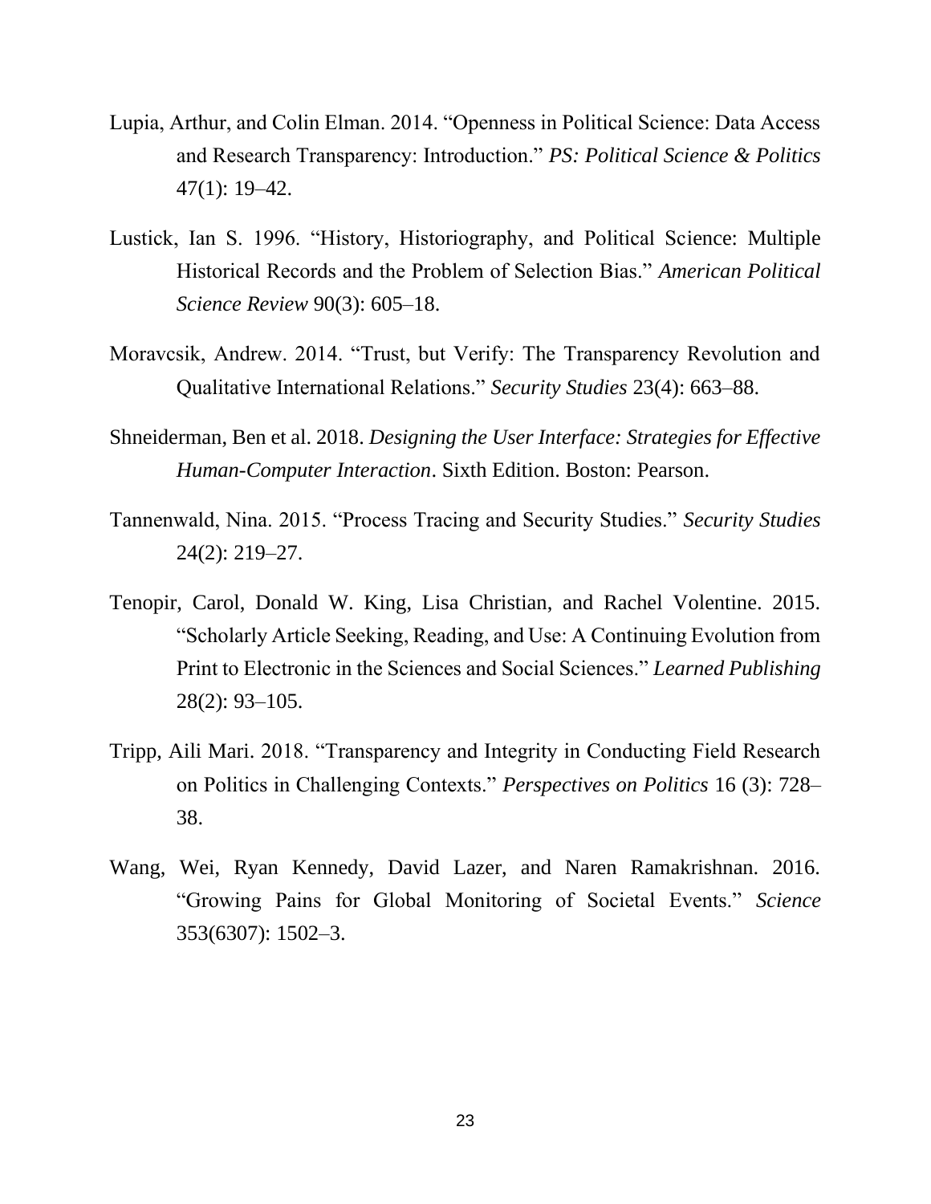Lupia, Arthur, and Colin Elman. 2014. "Openness in Political Science: Data Access and Research Transparency: Introduction." *PS: Political Science & Politics* 47(1): 19–42.

Lustick, Ian S. 1996. "History, Historiography, and Political Science: Multiple Historical Records and the Problem of Selection Bias." *American Political Science Review* 90(3): 605–18.

Moravcsik, Andrew. 2014. "Trust, but Verify: The Transparency Revolution and Qualitative International Relations." *Security Studies* 23(4): 663–88.

Shneiderman, Ben et al. 2018. *Designing the User Interface: Strategies for Effective Human-Computer Interaction*. Sixth Edition. Boston: Pearson.

Tannenwald, Nina. 2015. "Process Tracing and Security Studies." *Security Studies* 24(2): 219–27.

Tenopir, Carol, Donald W. King, Lisa Christian, and Rachel Volentine. 2015. "Scholarly Article Seeking, Reading, and Use: A Continuing Evolution from Print to Electronic in the Sciences and Social Sciences." *Learned Publishing* 28(2): 93–105.

Tripp, Aili Mari. 2018. "Transparency and Integrity in Conducting Field Research on Politics in Challenging Contexts." *Perspectives on Politics* 16 (3): 728–38.

Wang, Wei, Ryan Kennedy, David Lazer, and Naren Ramakrishnan. 2016. "Growing Pains for Global Monitoring of Societal Events." *Science* 353(6307): 1502–3.